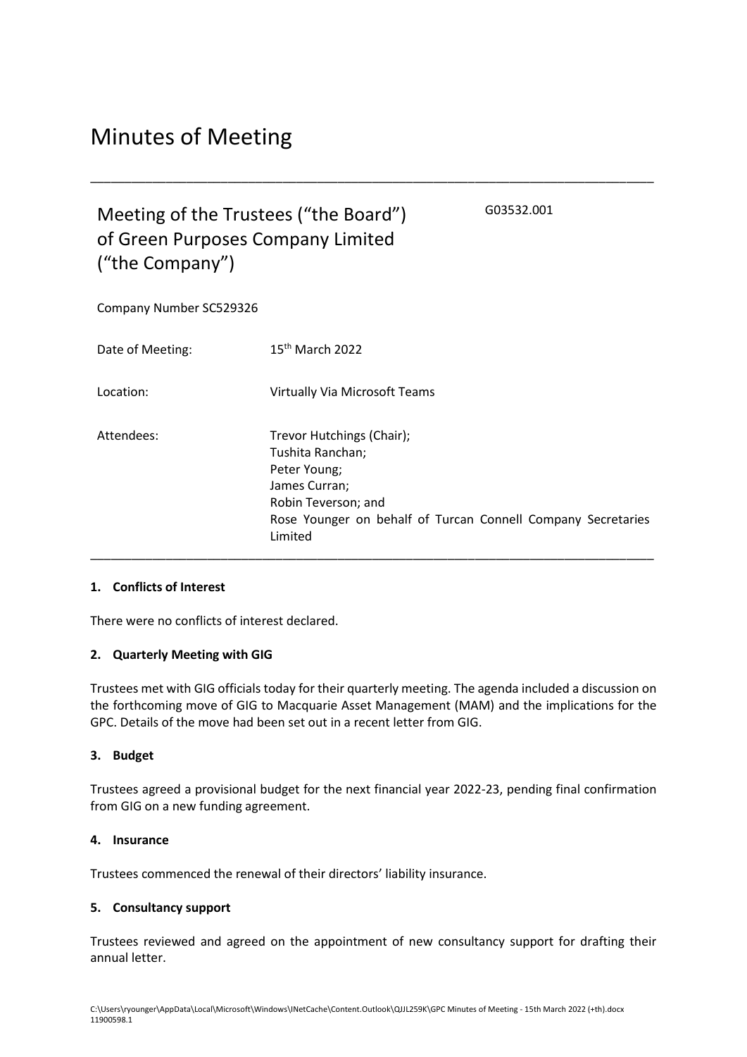# Minutes of Meeting

---

## Meeting of the Trustees ("the Board") of Green Purposes Company Limited ("the Company")

G03532.001

Company Number SC529326

| | |
|---|---|
| Date of Meeting: | 15th March 2022 |
| Location: | Virtually Via Microsoft Teams |
| Attendees: | Trevor Hutchings (Chair);<br>Tushita Ranchan;<br>Peter Young;<br>James Curran;<br>Robin Teverson; and<br>Rose Younger on behalf of Turcan Connell Company Secretaries Limited |

---

**1. Conflicts of Interest**

There were no conflicts of interest declared.

**2. Quarterly Meeting with GIG**

Trustees met with GIG officials today for their quarterly meeting. The agenda included a discussion on the forthcoming move of GIG to Macquarie Asset Management (MAM) and the implications for the GPC. Details of the move had been set out in a recent letter from GIG.

**3. Budget**

Trustees agreed a provisional budget for the next financial year 2022-23, pending final confirmation from GIG on a new funding agreement.

**4. Insurance**

Trustees commenced the renewal of their directors' liability insurance.

**5. Consultancy support**

Trustees reviewed and agreed on the appointment of new consultancy support for drafting their annual letter.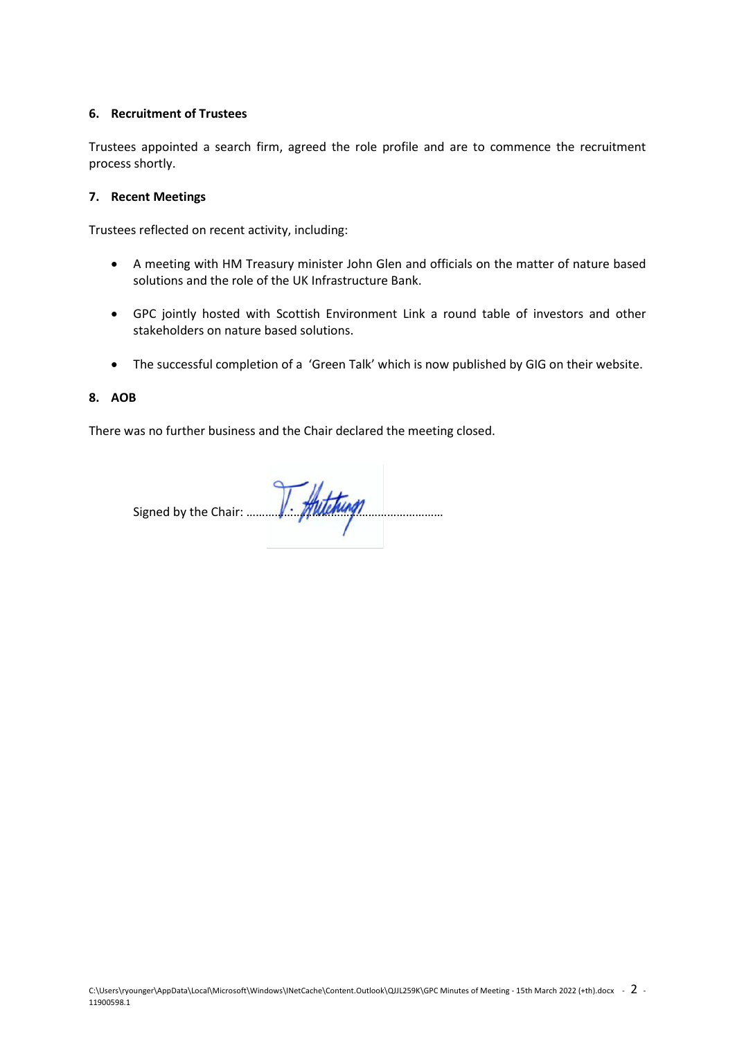## 6. Recruitment of Trustees

Trustees appointed a search firm, agreed the role profile and are to commence the recruitment process shortly.

## 7. Recent Meetings

Trustees reflected on recent activity, including:

- A meeting with HM Treasury minister John Glen and officials on the matter of nature based solutions and the role of the UK Infrastructure Bank.
- GPC jointly hosted with Scottish Environment Link a round table of investors and other stakeholders on nature based solutions.
- The successful completion of a 'Green Talk' which is now published by GIG on their website.

## 8. AOB

There was no further business and the Chair declared the meeting closed.

Signed by the Chair: ………………………………………………………

C:\Users\ryounger\AppData\Local\Microsoft\Windows\INetCache\Content.Outlook\QJJL259K\GPC Minutes of Meeting - 15th March 2022 (+th).docx
11900598.1